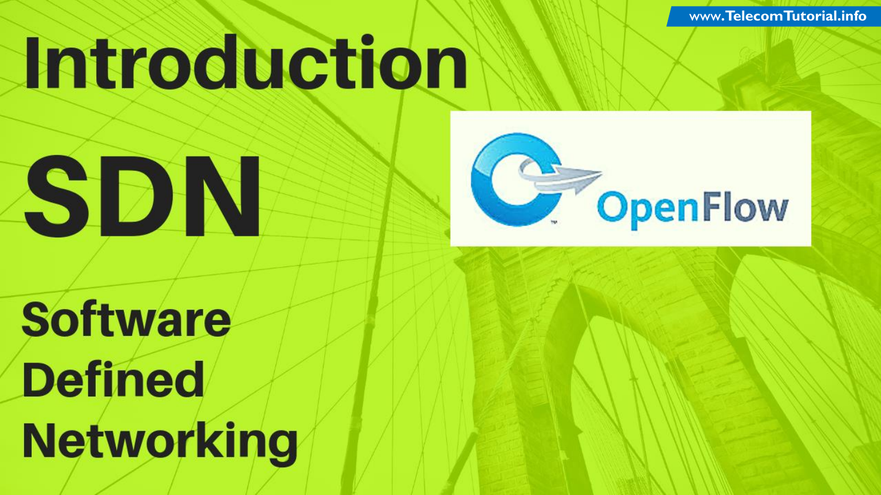www.TelecomTutorial.info

# Introduction

# SDN

OpenFlow

## Software Defined Networking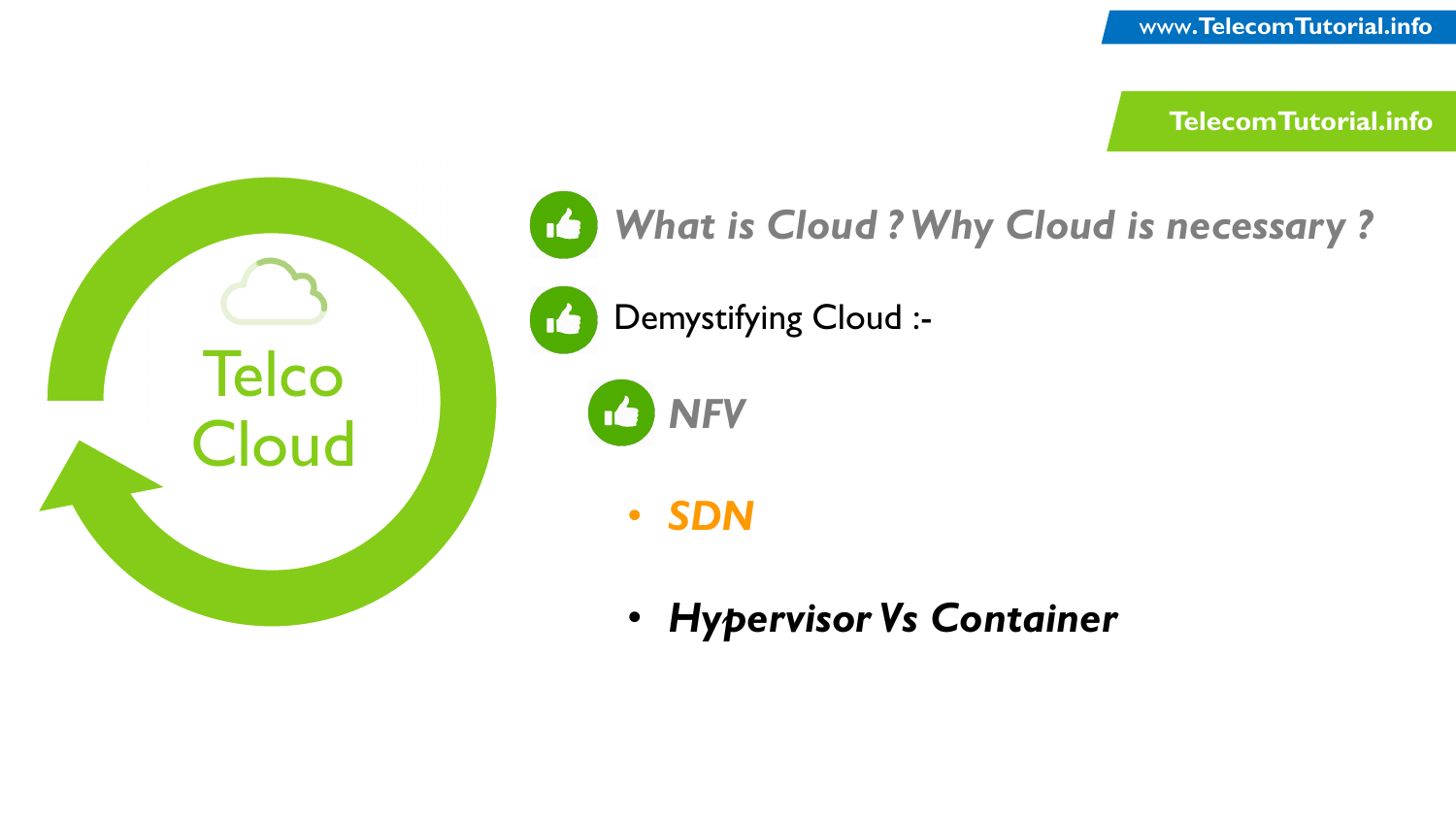# Telco Cloud

- *What is Cloud ? Why Cloud is necessary ?*
- Demystifying Cloud :-
  - *NFV*
  - ***SDN***
  - ***Hypervisor Vs Container***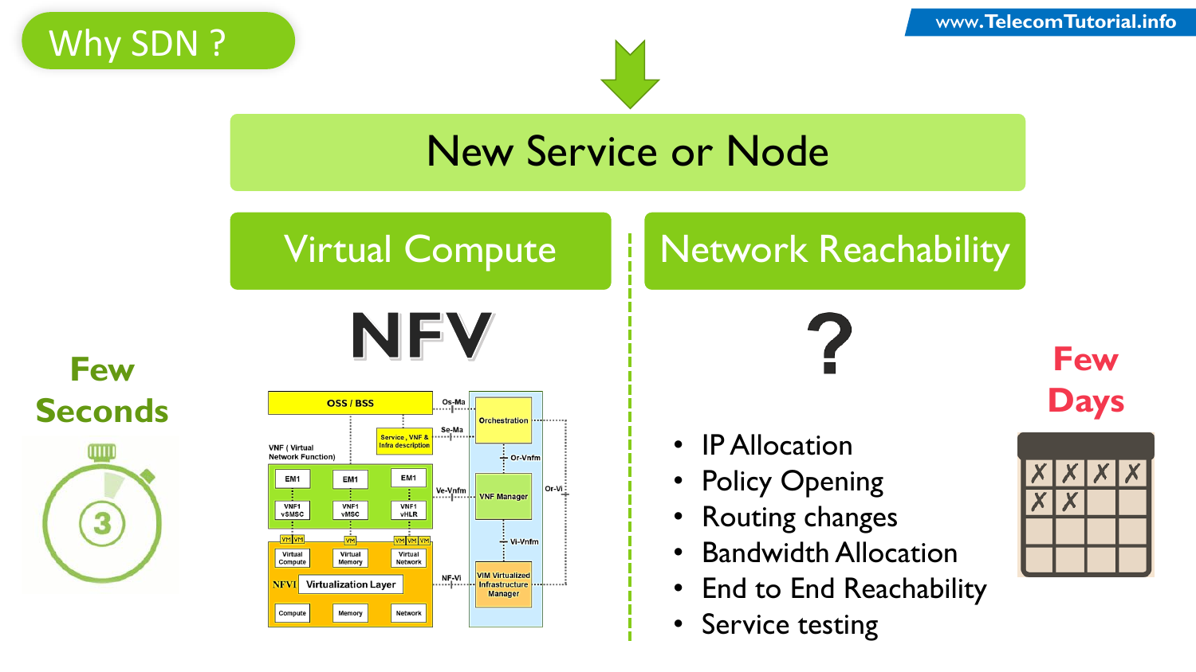# Why SDN ?

## New Service or Node

### Virtual Compute

NFV

**Few Seconds**

### Network Reachability

?

- IP Allocation
- Policy Opening
- Routing changes
- Bandwidth Allocation
- End to End Reachability
- Service testing

**Few Days**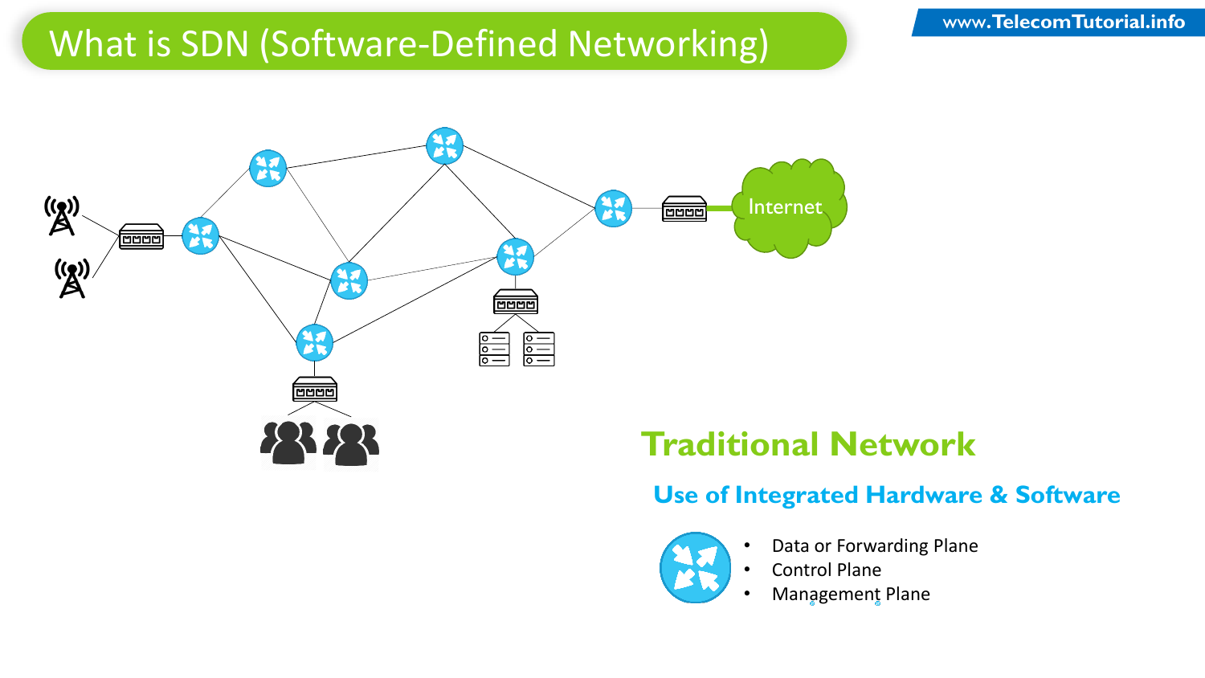# What is SDN (Software-Defined Networking)

Internet

## Traditional Network

### Use of Integrated Hardware & Software

- Data or Forwarding Plane
- Control Plane
- Management Plane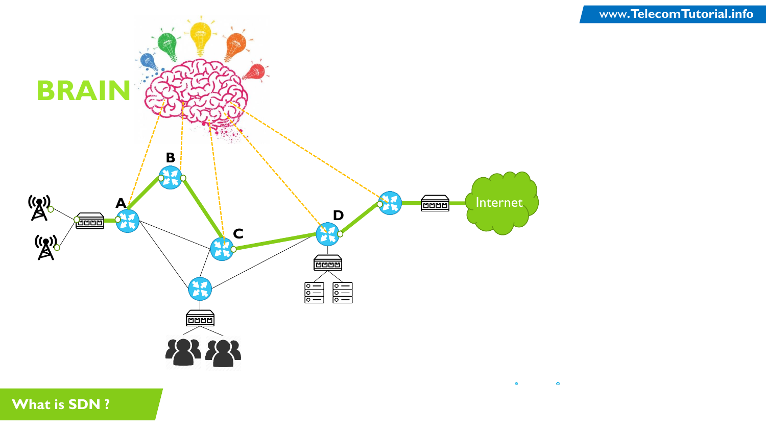BRAIN

A

B

C

D

Internet

What is SDN ?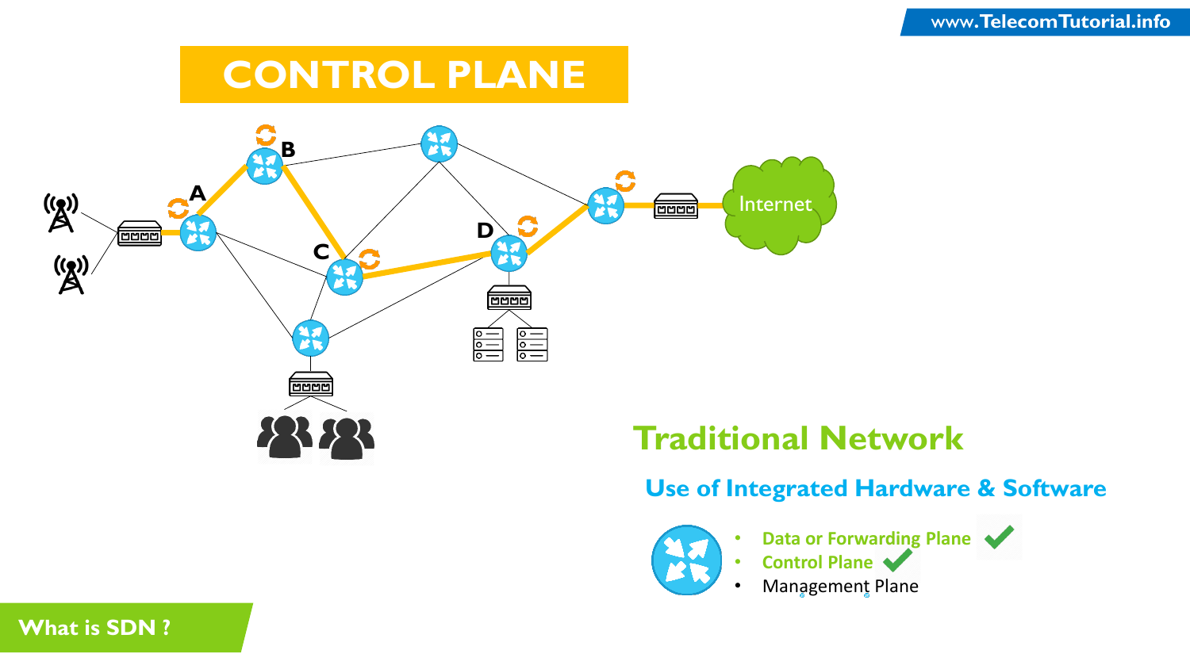# CONTROL PLANE

## Traditional Network

### Use of Integrated Hardware & Software

- Data or Forwarding Plane ✔
- Control Plane ✔
- Management Plane

What is SDN ?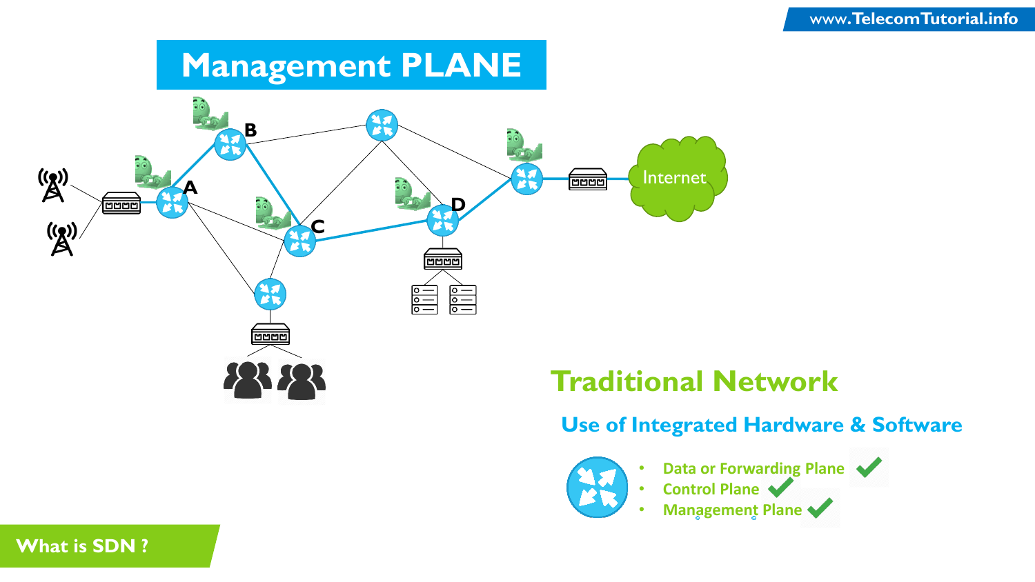# Management PLANE

## Traditional Network

### Use of Integrated Hardware & Software

- Data or Forwarding Plane ✔
- Control Plane ✔
- Management Plane ✔

What is SDN ?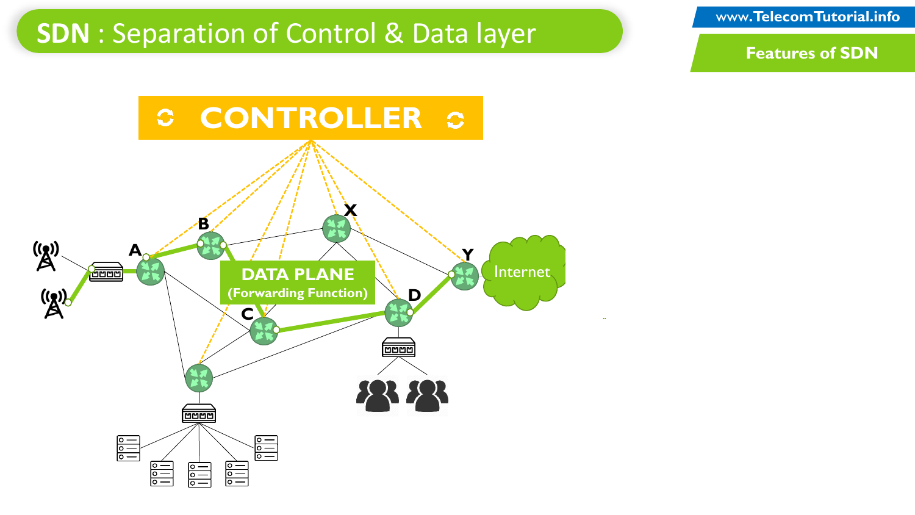# SDN : Separation of Control & Data layer

www.TelecomTutorial.info

Features of SDN

CONTROLLER

DATA PLANE
(Forwarding Function)

A

B

X

Y

C

D

Internet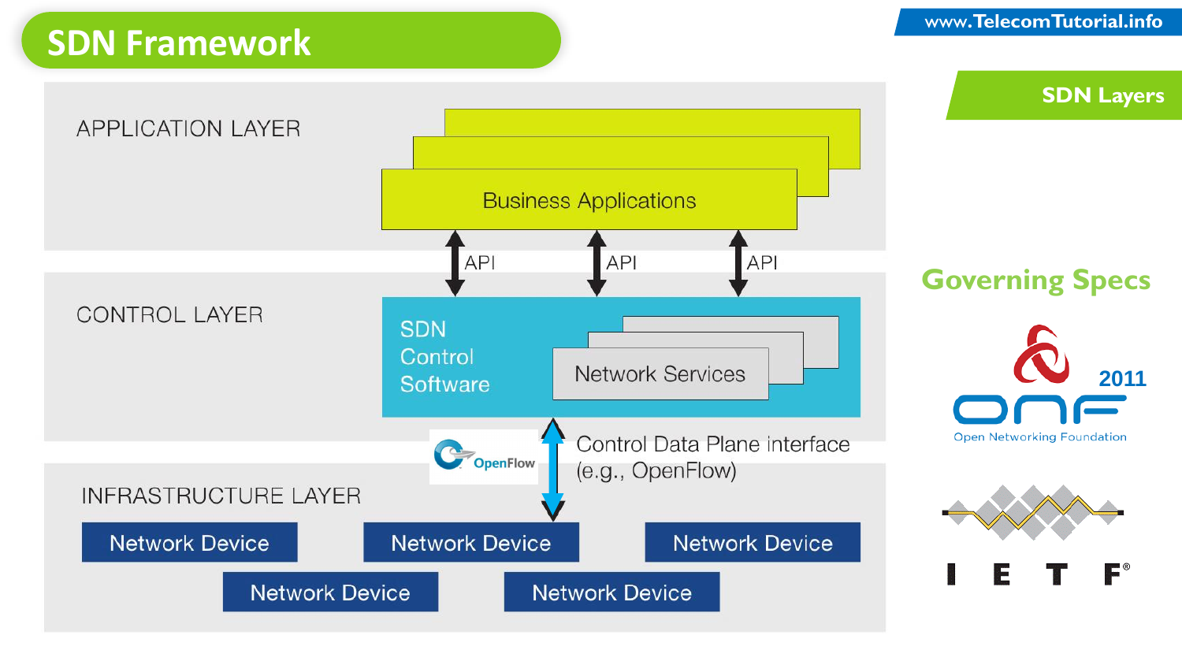# SDN Framework

## SDN Layers

APPLICATION LAYER

Business Applications

API API API

CONTROL LAYER

SDN Control Software

Network Services

Control Data Plane interface (e.g., OpenFlow)

OpenFlow

INFRASTRUCTURE LAYER

Network Device

Network Device

Network Device

Network Device

Network Device

## Governing Specs

ONF 2011

Open Networking Foundation

IETF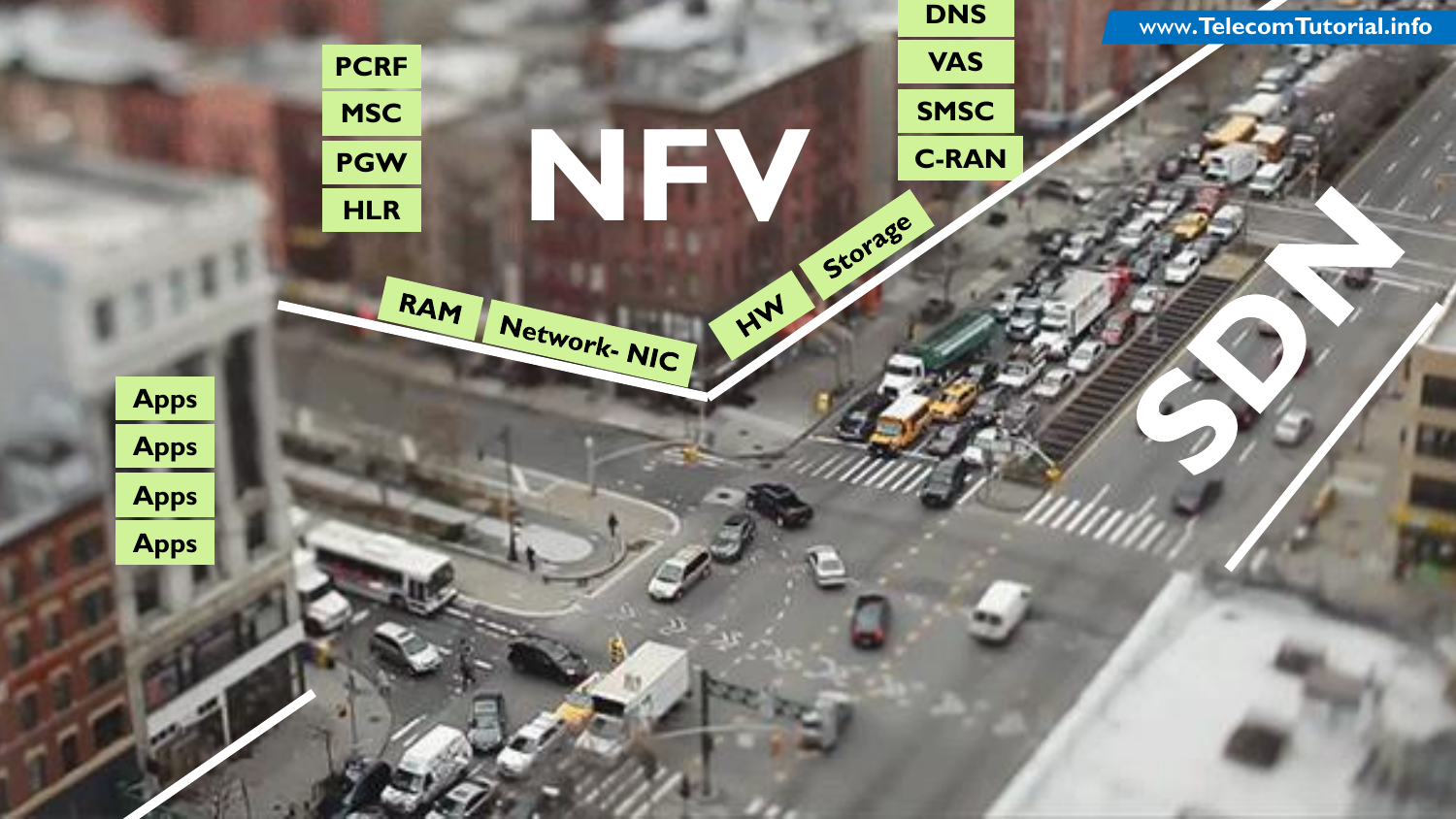# NFV

PCRF

MSC

PGW

HLR

DNS

VAS

SMSC

C-RAN

RAM

Network- NIC

HW

Storage

Apps

Apps

Apps

Apps

# SDN